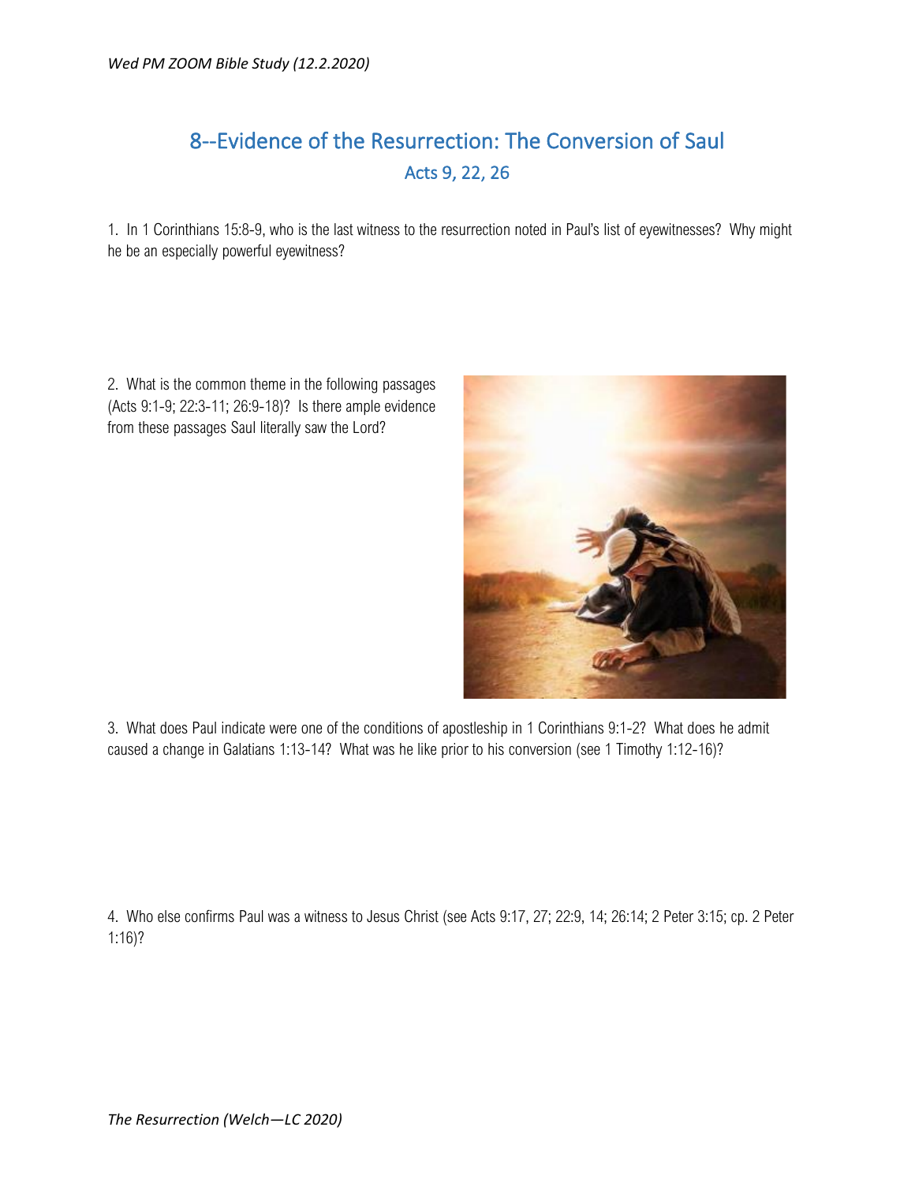# 8--Evidence of the Resurrection: The Conversion of Saul

## Acts 9, 22, 26

1. In 1 Corinthians 15:8-9, who is the last witness to the resurrection noted in Paul's list of eyewitnesses? Why might he be an especially powerful eyewitness?

2. What is the common theme in the following passages (Acts 9:1-9; 22:3-11; 26:9-18)? Is there ample evidence from these passages Saul literally saw the Lord?

3. What does Paul indicate were one of the conditions of apostleship in 1 Corinthians 9:1-2? What does he admit caused a change in Galatians 1:13-14? What was he like prior to his conversion (see 1 Timothy 1:12-16)?

4. Who else confirms Paul was a witness to Jesus Christ (see Acts 9:17, 27; 22:9, 14; 26:14; 2 Peter 3:15; cp. 2 Peter 1:16)?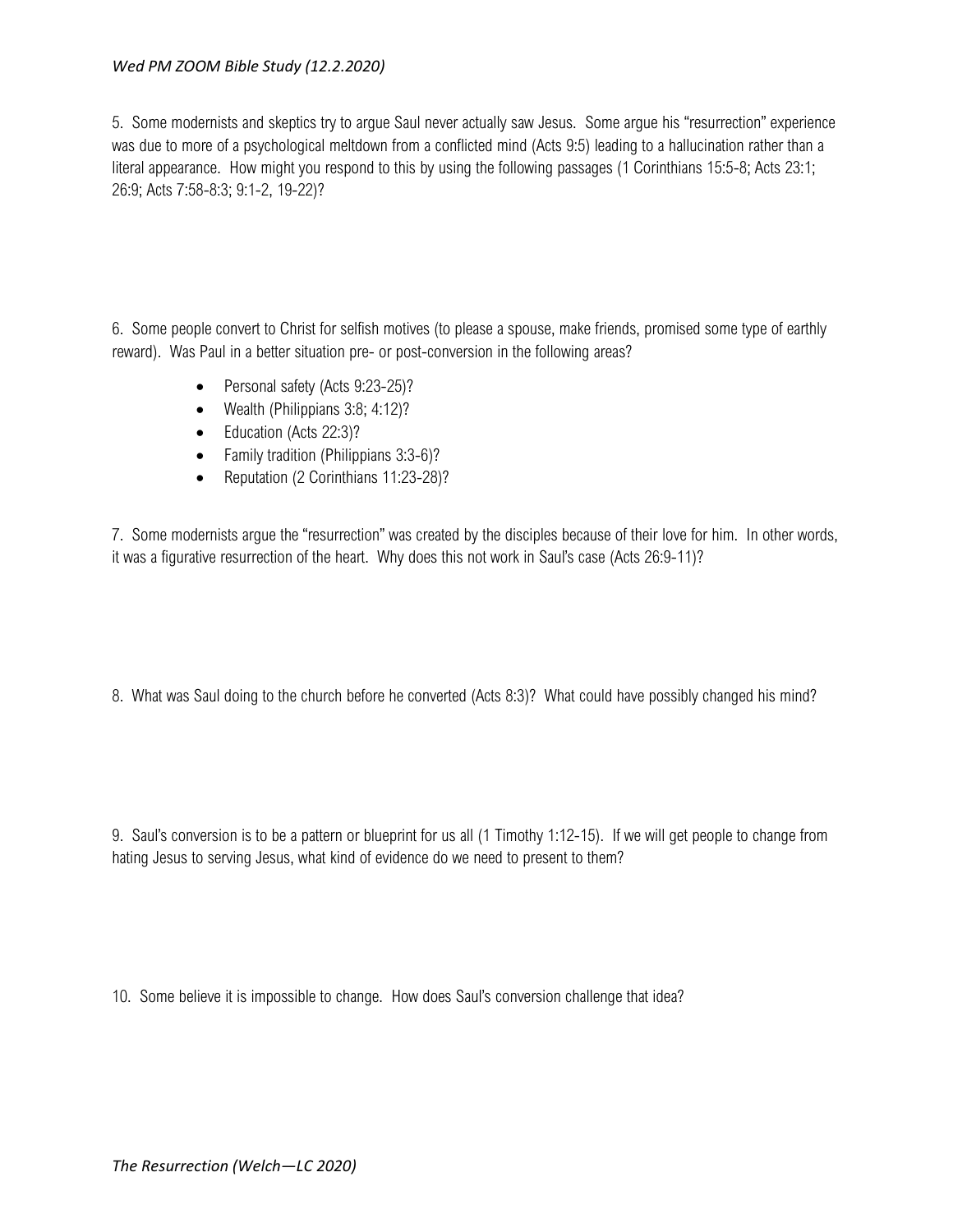5. Some modernists and skeptics try to argue Saul never actually saw Jesus. Some argue his "resurrection" experience was due to more of a psychological meltdown from a conflicted mind (Acts 9:5) leading to a hallucination rather than a literal appearance. How might you respond to this by using the following passages (1 Corinthians 15:5-8; Acts 23:1; 26:9; Acts 7:58-8:3; 9:1-2, 19-22)?

6. Some people convert to Christ for selfish motives (to please a spouse, make friends, promised some type of earthly reward). Was Paul in a better situation pre- or post-conversion in the following areas?

- Personal safety (Acts 9:23-25)?
- Wealth (Philippians 3:8; 4:12)?
- Education (Acts 22:3)?
- Family tradition (Philippians 3:3-6)?
- Reputation (2 Corinthians 11:23-28)?

7. Some modernists argue the "resurrection" was created by the disciples because of their love for him. In other words, it was a figurative resurrection of the heart. Why does this not work in Saul's case (Acts 26:9-11)?

8. What was Saul doing to the church before he converted (Acts 8:3)? What could have possibly changed his mind?

9. Saul's conversion is to be a pattern or blueprint for us all (1 Timothy 1:12-15). If we will get people to change from hating Jesus to serving Jesus, what kind of evidence do we need to present to them?

10. Some believe it is impossible to change. How does Saul's conversion challenge that idea?